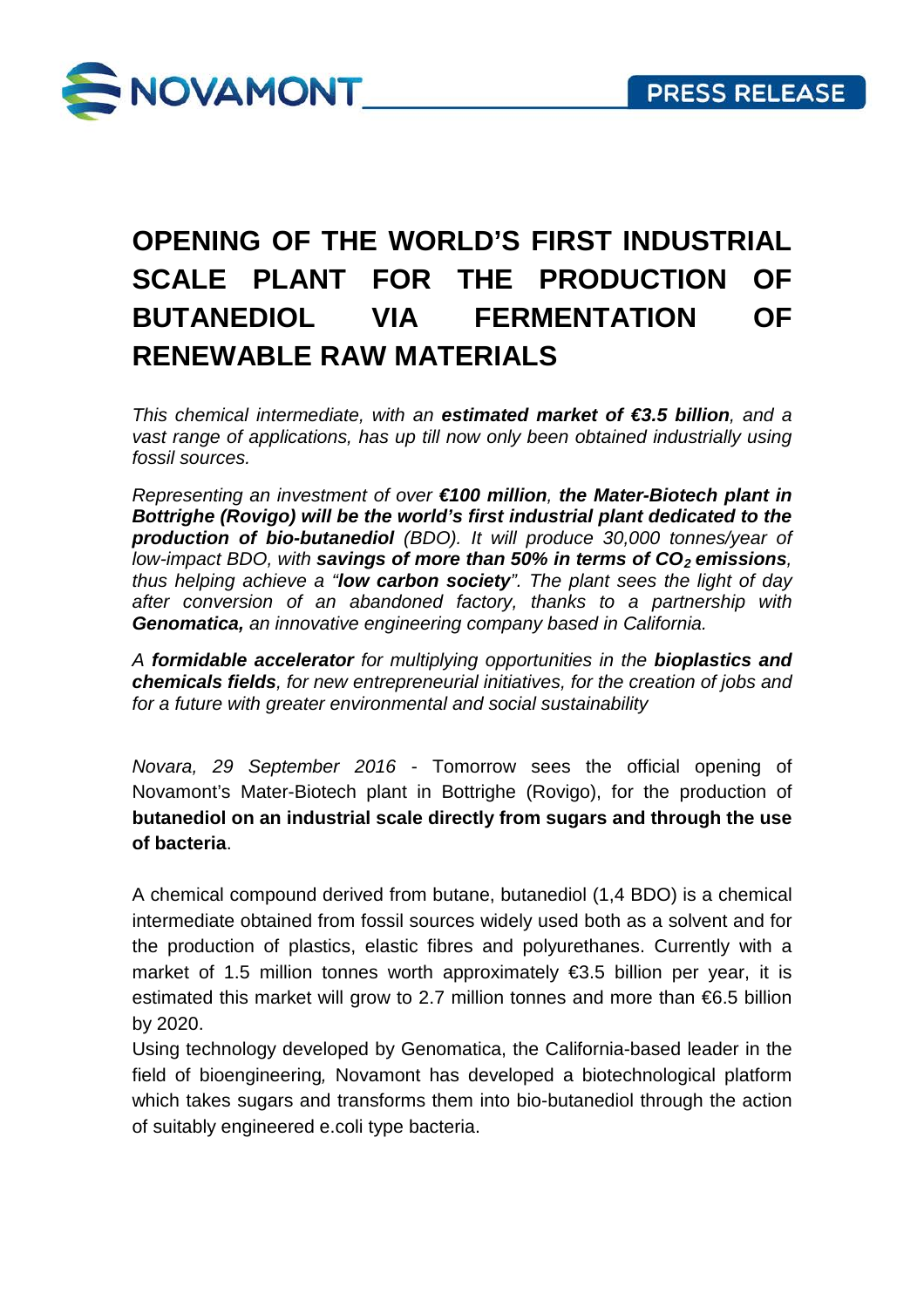# OPENING OF THE WORLD'S FIRST INDUSTRIAL SCALE PLANT FOR THE PRODUCTION OF BUTANEDIOL VIA FERMENTATION OF RENEWABLE RAW MATERIALS

*This chemical intermediate, with an* ***estimated market of €3.5 billion****, and a vast range of applications, has up till now only been obtained industrially using fossil sources.*

*Representing an investment of over* ***€100 million****,* ***the Mater-Biotech plant in Bottrighe (Rovigo) will be the world's first industrial plant dedicated to the production of bio-butanediol*** *(BDO). It will produce 30,000 tonnes/year of low-impact BDO, with* ***savings of more than 50% in terms of $CO_2$ emissions****, thus helping achieve a "****low carbon society****". The plant sees the light of day after conversion of an abandoned factory, thanks to a partnership with* ***Genomatica,*** *an innovative engineering company based in California.*

*A* ***formidable accelerator*** *for multiplying opportunities in the* ***bioplastics and chemicals fields****, for new entrepreneurial initiatives, for the creation of jobs and for a future with greater environmental and social sustainability*

*Novara, 29 September 2016* - Tomorrow sees the official opening of Novamont's Mater-Biotech plant in Bottrighe (Rovigo), for the production of **butanediol on an industrial scale directly from sugars and through the use of bacteria**.

A chemical compound derived from butane, butanediol (1,4 BDO) is a chemical intermediate obtained from fossil sources widely used both as a solvent and for the production of plastics, elastic fibres and polyurethanes. Currently with a market of 1.5 million tonnes worth approximately €3.5 billion per year, it is estimated this market will grow to 2.7 million tonnes and more than €6.5 billion by 2020.

Using technology developed by Genomatica, the California-based leader in the field of bioengineering, Novamont has developed a biotechnological platform which takes sugars and transforms them into bio-butanediol through the action of suitably engineered e.coli type bacteria.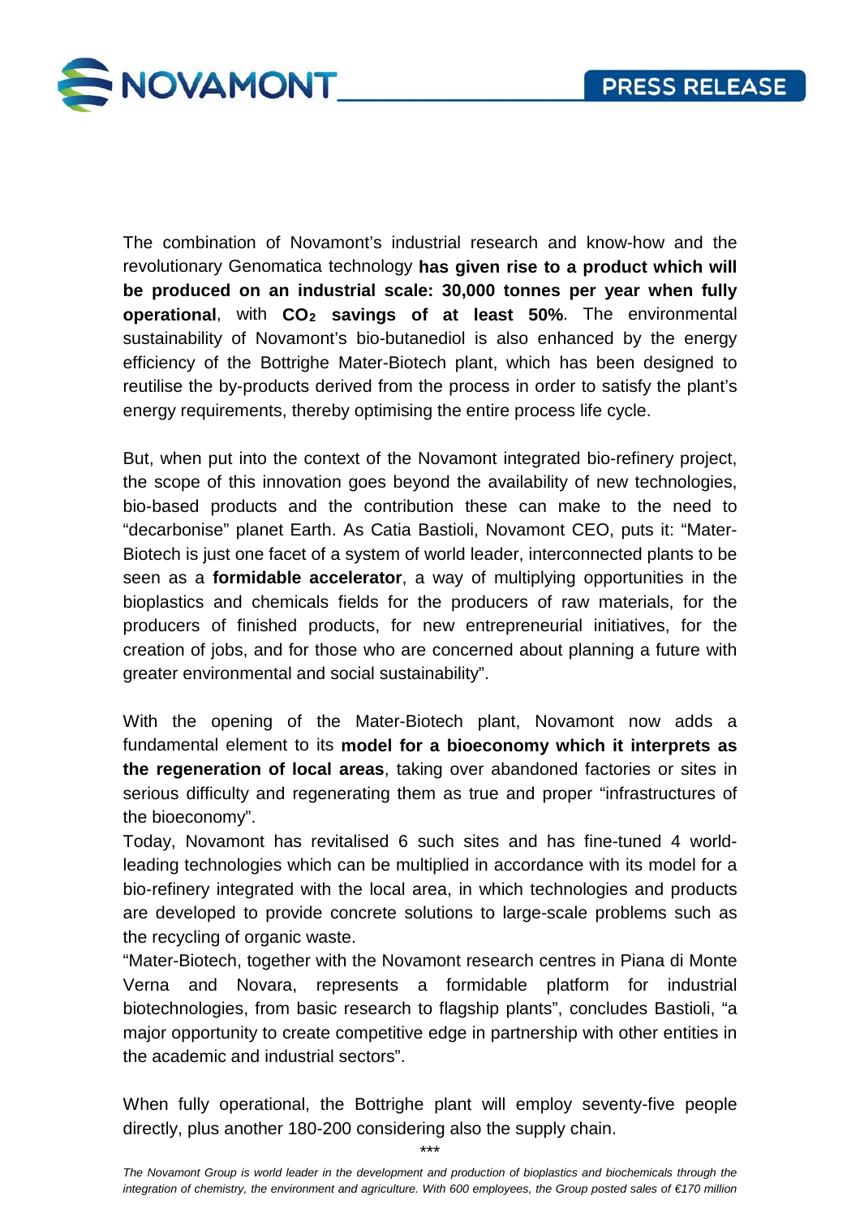The combination of Novamont's industrial research and know-how and the revolutionary Genomatica technology **has given rise to a product which will be produced on an industrial scale: 30,000 tonnes per year when fully operational**, with **$CO_2$ savings of at least 50%**. The environmental sustainability of Novamont's bio-butanediol is also enhanced by the energy efficiency of the Bottrighe Mater-Biotech plant, which has been designed to reutilise the by-products derived from the process in order to satisfy the plant's energy requirements, thereby optimising the entire process life cycle.

But, when put into the context of the Novamont integrated bio-refinery project, the scope of this innovation goes beyond the availability of new technologies, bio-based products and the contribution these can make to the need to "decarbonise" planet Earth. As Catia Bastioli, Novamont CEO, puts it: "Mater-Biotech is just one facet of a system of world leader, interconnected plants to be seen as a **formidable accelerator**, a way of multiplying opportunities in the bioplastics and chemicals fields for the producers of raw materials, for the producers of finished products, for new entrepreneurial initiatives, for the creation of jobs, and for those who are concerned about planning a future with greater environmental and social sustainability".

With the opening of the Mater-Biotech plant, Novamont now adds a fundamental element to its **model for a bioeconomy which it interprets as the regeneration of local areas**, taking over abandoned factories or sites in serious difficulty and regenerating them as true and proper "infrastructures of the bioeconomy".

Today, Novamont has revitalised 6 such sites and has fine-tuned 4 world-leading technologies which can be multiplied in accordance with its model for a bio-refinery integrated with the local area, in which technologies and products are developed to provide concrete solutions to large-scale problems such as the recycling of organic waste.

"Mater-Biotech, together with the Novamont research centres in Piana di Monte Verna and Novara, represents a formidable platform for industrial biotechnologies, from basic research to flagship plants", concludes Bastioli, "a major opportunity to create competitive edge in partnership with other entities in the academic and industrial sectors".

When fully operational, the Bottrighe plant will employ seventy-five people directly, plus another 180-200 considering also the supply chain.

***

*The Novamont Group is world leader in the development and production of bioplastics and biochemicals through the integration of chemistry, the environment and agriculture. With 600 employees, the Group posted sales of €170 million*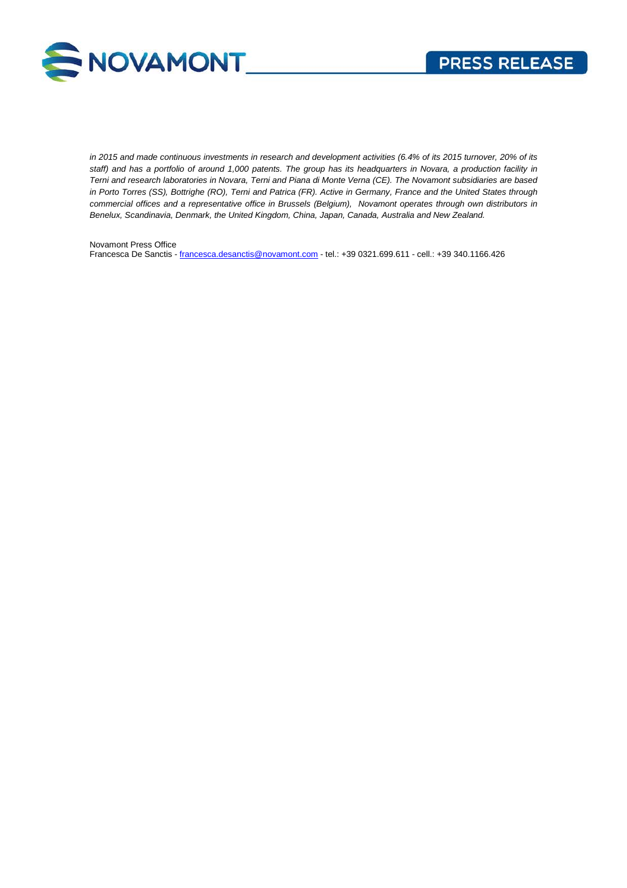*in 2015 and made continuous investments in research and development activities (6.4% of its 2015 turnover, 20% of its staff) and has a portfolio of around 1,000 patents. The group has its headquarters in Novara, a production facility in Terni and research laboratories in Novara, Terni and Piana di Monte Verna (CE). The Novamont subsidiaries are based in Porto Torres (SS), Bottrighe (RO), Terni and Patrica (FR). Active in Germany, France and the United States through commercial offices and a representative office in Brussels (Belgium), Novamont operates through own distributors in Benelux, Scandinavia, Denmark, the United Kingdom, China, Japan, Canada, Australia and New Zealand.*

Novamont Press Office
Francesca De Sanctis - francesca.desanctis@novamont.com - tel.: +39 0321.699.611 - cell.: +39 340.1166.426